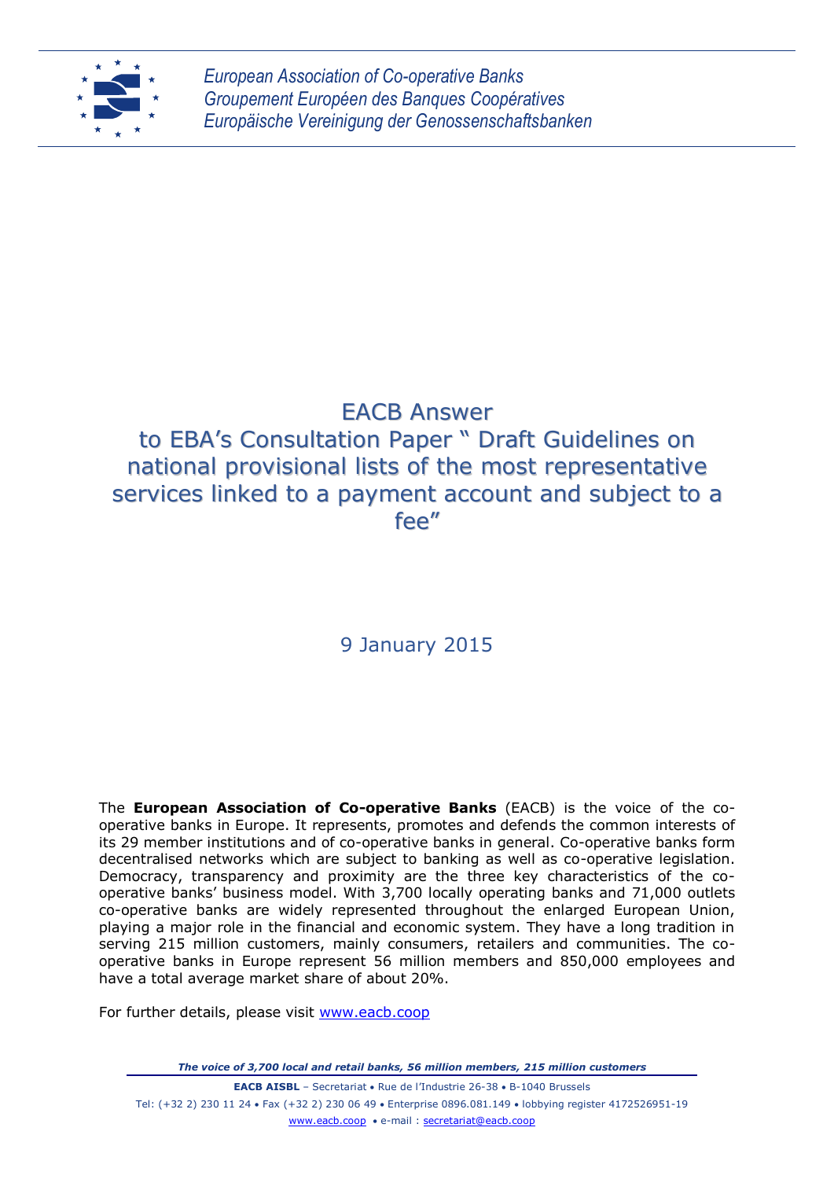*European Association of Co-operative Banks*
*Groupement Européen des Banques Coopératives*
*Europäische Vereinigung der Genossenschaftsbanken*

# EACB Answer to EBA's Consultation Paper " Draft Guidelines on national provisional lists of the most representative services linked to a payment account and subject to a fee"

9 January 2015

The **European Association of Co-operative Banks** (EACB) is the voice of the co-operative banks in Europe. It represents, promotes and defends the common interests of its 29 member institutions and of co-operative banks in general. Co-operative banks form decentralised networks which are subject to banking as well as co-operative legislation. Democracy, transparency and proximity are the three key characteristics of the co-operative banks' business model. With 3,700 locally operating banks and 71,000 outlets co-operative banks are widely represented throughout the enlarged European Union, playing a major role in the financial and economic system. They have a long tradition in serving 215 million customers, mainly consumers, retailers and communities. The co-operative banks in Europe represent 56 million members and 850,000 employees and have a total average market share of about 20%.

For further details, please visit www.eacb.coop

***The voice of 3,700 local and retail banks, 56 million members, 215 million customers***

**EACB AISBL** – Secretariat • Rue de l'Industrie 26-38 • B-1040 Brussels
Tel: (+32 2) 230 11 24 • Fax (+32 2) 230 06 49 • Enterprise 0896.081.149 • lobbying register 4172526951-19
www.eacb.coop • e-mail : secretariat@eacb.coop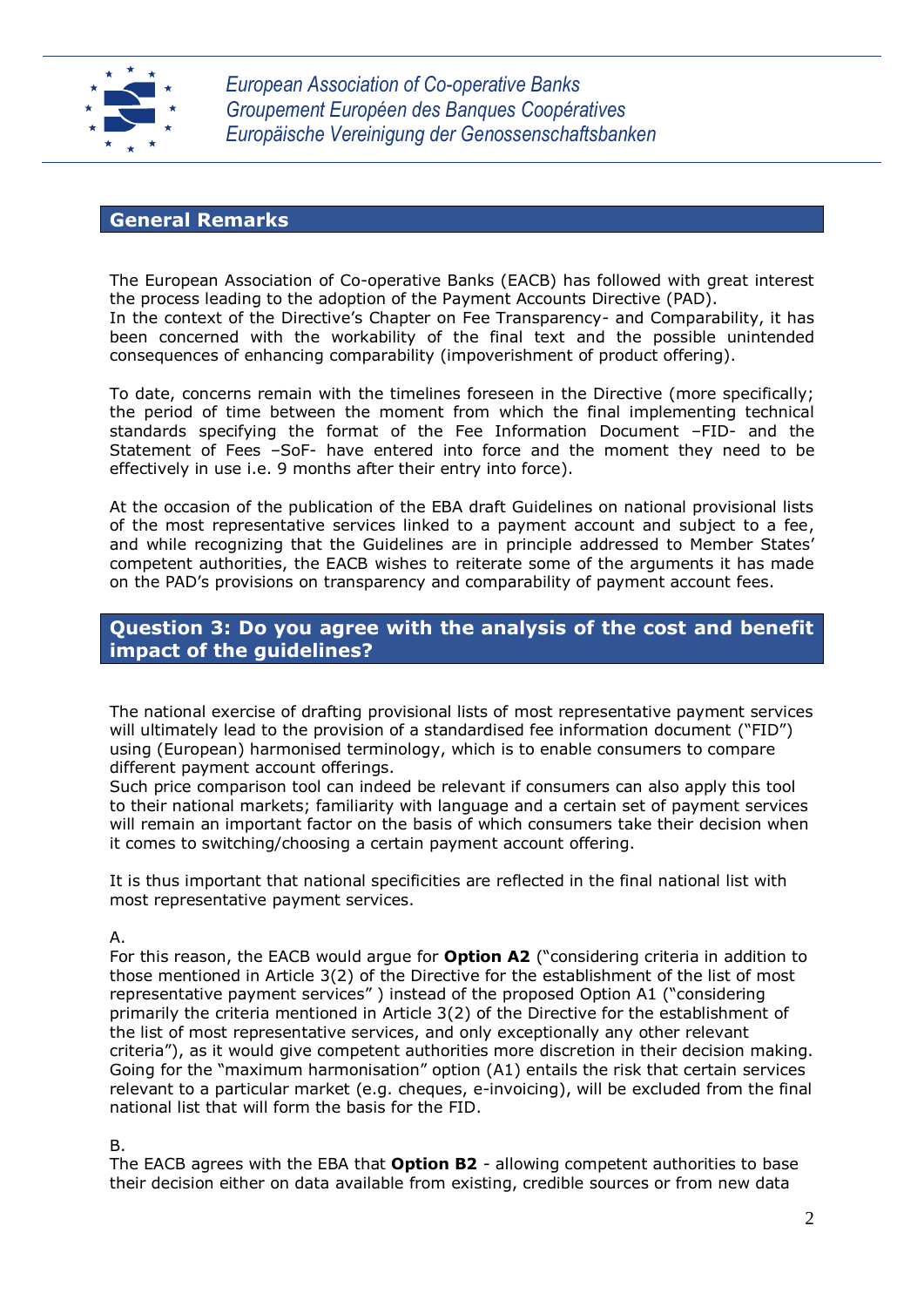European Association of Co-operative Banks
Groupement Européen des Banques Coopératives
Europäische Vereinigung der Genossenschaftsbanken

## General Remarks

The European Association of Co-operative Banks (EACB) has followed with great interest the process leading to the adoption of the Payment Accounts Directive (PAD).
In the context of the Directive's Chapter on Fee Transparency- and Comparability, it has been concerned with the workability of the final text and the possible unintended consequences of enhancing comparability (impoverishment of product offering).

To date, concerns remain with the timelines foreseen in the Directive (more specifically; the period of time between the moment from which the final implementing technical standards specifying the format of the Fee Information Document –FID- and the Statement of Fees –SoF- have entered into force and the moment they need to be effectively in use i.e. 9 months after their entry into force).

At the occasion of the publication of the EBA draft Guidelines on national provisional lists of the most representative services linked to a payment account and subject to a fee, and while recognizing that the Guidelines are in principle addressed to Member States' competent authorities, the EACB wishes to reiterate some of the arguments it has made on the PAD's provisions on transparency and comparability of payment account fees.

## Question 3: Do you agree with the analysis of the cost and benefit impact of the guidelines?

The national exercise of drafting provisional lists of most representative payment services will ultimately lead to the provision of a standardised fee information document ("FID") using (European) harmonised terminology, which is to enable consumers to compare different payment account offerings.
Such price comparison tool can indeed be relevant if consumers can also apply this tool to their national markets; familiarity with language and a certain set of payment services will remain an important factor on the basis of which consumers take their decision when it comes to switching/choosing a certain payment account offering.

It is thus important that national specificities are reflected in the final national list with most representative payment services.

A.
For this reason, the EACB would argue for **Option A2** ("considering criteria in addition to those mentioned in Article 3(2) of the Directive for the establishment of the list of most representative payment services" ) instead of the proposed Option A1 ("considering primarily the criteria mentioned in Article 3(2) of the Directive for the establishment of the list of most representative services, and only exceptionally any other relevant criteria"), as it would give competent authorities more discretion in their decision making. Going for the "maximum harmonisation" option (A1) entails the risk that certain services relevant to a particular market (e.g. cheques, e-invoicing), will be excluded from the final national list that will form the basis for the FID.

B.
The EACB agrees with the EBA that **Option B2** - allowing competent authorities to base their decision either on data available from existing, credible sources or from new data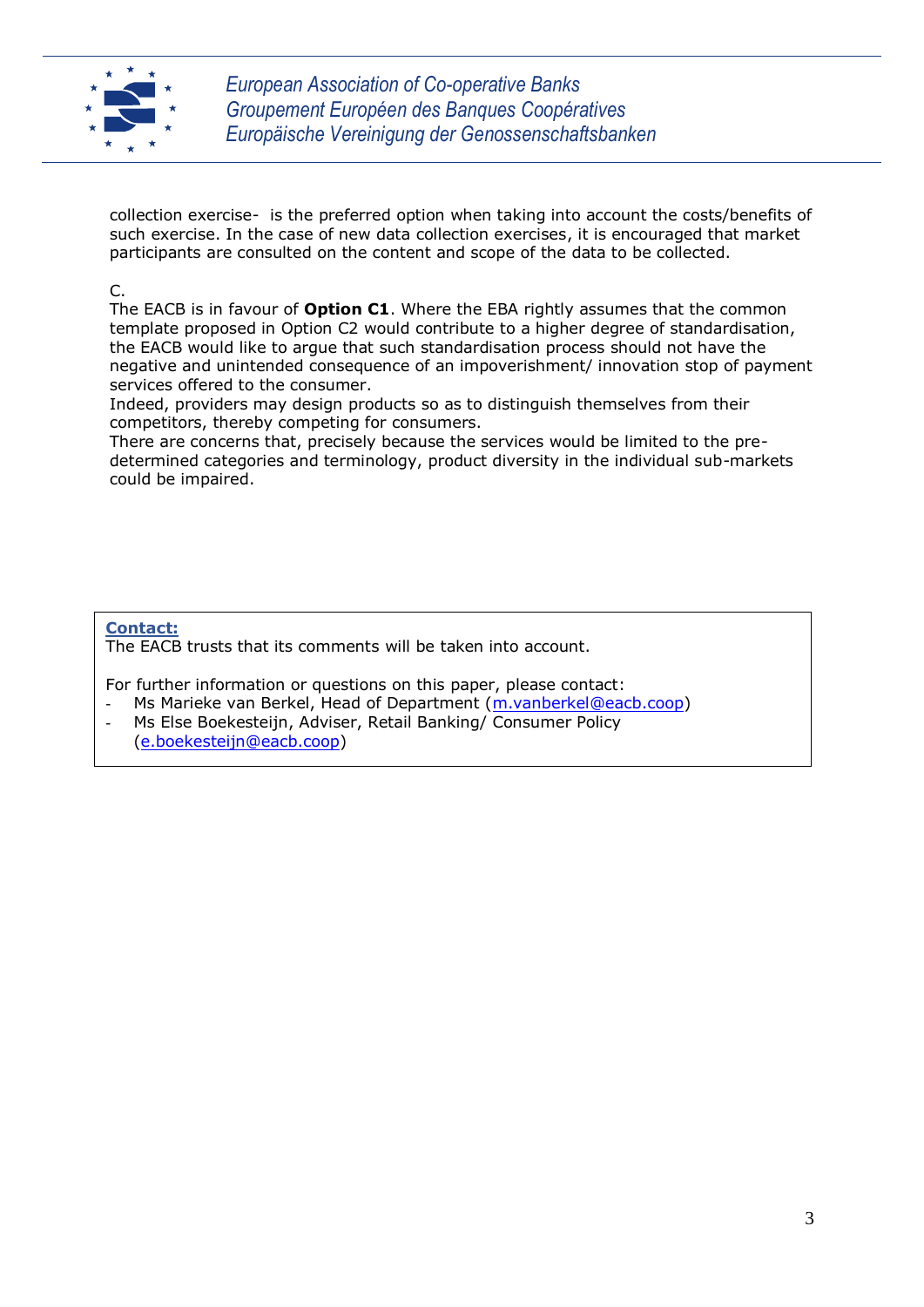collection exercise- is the preferred option when taking into account the costs/benefits of such exercise. In the case of new data collection exercises, it is encouraged that market participants are consulted on the content and scope of the data to be collected.

C.

The EACB is in favour of **Option C1**. Where the EBA rightly assumes that the common template proposed in Option C2 would contribute to a higher degree of standardisation, the EACB would like to argue that such standardisation process should not have the negative and unintended consequence of an impoverishment/ innovation stop of payment services offered to the consumer.

Indeed, providers may design products so as to distinguish themselves from their competitors, thereby competing for consumers.

There are concerns that, precisely because the services would be limited to the pre-determined categories and terminology, product diversity in the individual sub-markets could be impaired.

**Contact:**

The EACB trusts that its comments will be taken into account.

For further information or questions on this paper, please contact:

- Ms Marieke van Berkel, Head of Department (m.vanberkel@eacb.coop)
- Ms Else Boekesteijn, Adviser, Retail Banking/ Consumer Policy (e.boekesteijn@eacb.coop)